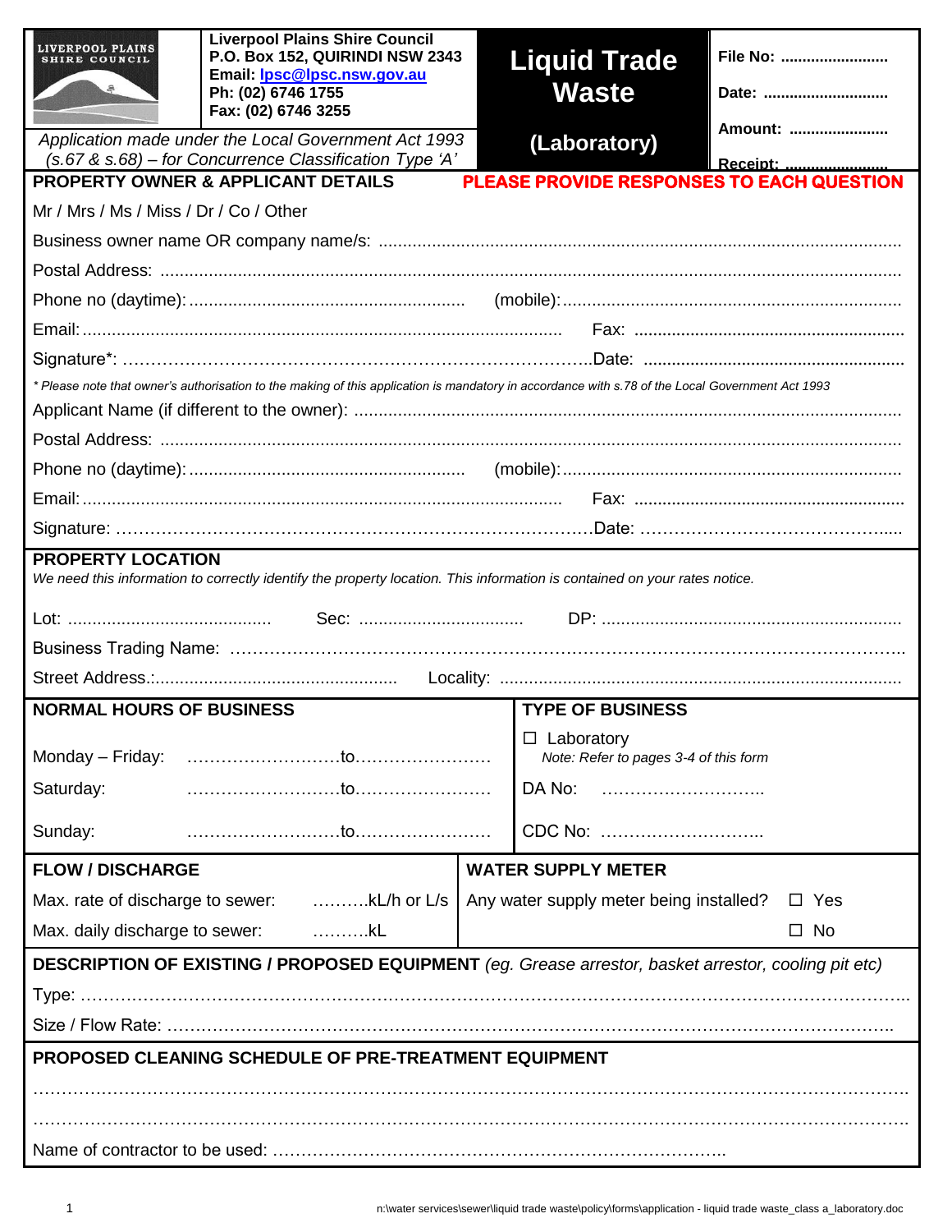**LIVERPOOL PLAINS SHIRE COUNCIL**

**Liverpool Plains Shire Council**
**P.O. Box 152, QUIRINDI NSW 2343**
**Email: lpsc@lpsc.nsw.gov.au**
**Ph: (02) 6746 1755**
**Fax: (02) 6746 3255**

*Application made under the Local Government Act 1993 (s.67 & s.68) – for Concurrence Classification Type 'A'*

# Liquid Trade Waste (Laboratory)

**File No:** .........................

**Date:** ............................

**Amount:** .......................

**Receipt:** .......................

## PROPERTY OWNER & APPLICANT DETAILS

**PLEASE PROVIDE RESPONSES TO EACH QUESTION**

Mr / Mrs / Ms / Miss / Dr / Co / Other

Business owner name OR company name/s: ...........................................................................................................

Postal Address: ...........................................................................................................................................................

Phone no (daytime): ........................................................ (mobile): .......................................................................

Email: ................................................................................................ Fax: .........................................................

Signature*: ………………………………………………………………………..Date: ........................................................

*\* Please note that owner's authorisation to the making of this application is mandatory in accordance with s.78 of the Local Government Act 1993*

Applicant Name (if different to the owner): ...............................................................................................................

Postal Address: ...........................................................................................................................................................

Phone no (daytime): ........................................................ (mobile): .......................................................................

Email: ................................................................................................ Fax: .........................................................

Signature: ………………………………………………………………………..Date: ……………………………………......

## PROPERTY LOCATION

*We need this information to correctly identify the property location. This information is contained on your rates notice.*

Lot: .......................................... Sec: ................................. DP: .............................................................

Business Trading Name: ……………………………………………………………………………………………………..

Street Address.:................................................. Locality: .................................................................................

## NORMAL HOURS OF BUSINESS

Monday – Friday: ………………………to……………………

Saturday: ………………………to……………………

Sunday: ………………………to……………………

## TYPE OF BUSINESS

☐ Laboratory
*Note: Refer to pages 3-4 of this form*

DA No: ………………………..

CDC No: ………………………..

## FLOW / DISCHARGE

Max. rate of discharge to sewer: ……….kL/h or L/s

Max. daily discharge to sewer: ……….kL

## WATER SUPPLY METER

Any water supply meter being installed? ☐ Yes ☐ No

## DESCRIPTION OF EXISTING / PROPOSED EQUIPMENT *(eg. Grease arrestor, basket arrestor, cooling pit etc)*

Type: …………………………………………………………………………………………………………………………..

Size / Flow Rate: ……………………………………………………………………………………………………………..

## PROPOSED CLEANING SCHEDULE OF PRE-TREATMENT EQUIPMENT

…………………………………………………………………………………………………………………………………..

…………………………………………………………………………………………………………………………………..

Name of contractor to be used: ……………………………………………………………………..

n:\water services\sewer\liquid trade waste\policy\forms\application - liquid trade waste_class a_laboratory.doc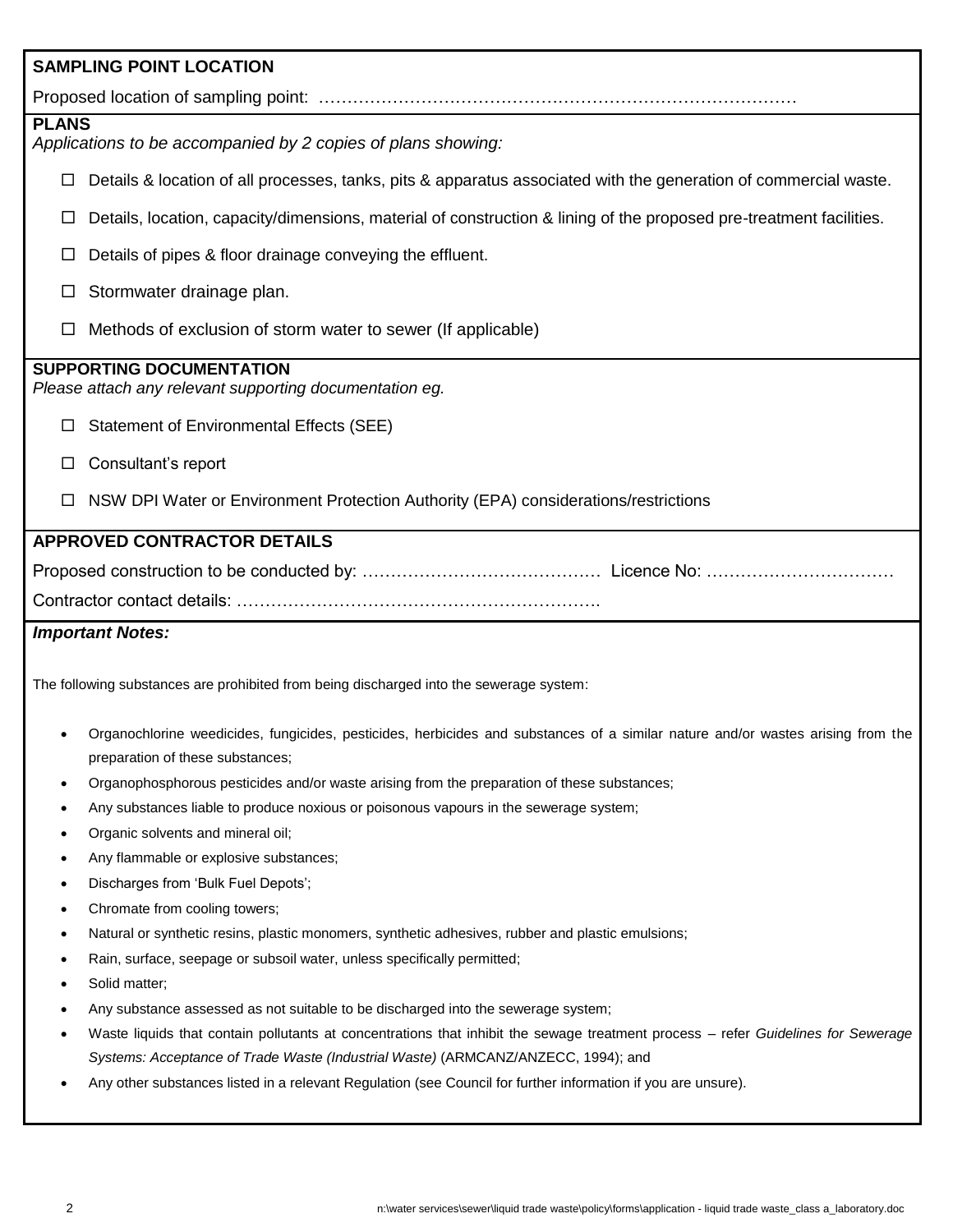## SAMPLING POINT LOCATION

Proposed location of sampling point: …………………………………………………………………………

## PLANS

*Applications to be accompanied by 2 copies of plans showing:*

- ☐ Details & location of all processes, tanks, pits & apparatus associated with the generation of commercial waste.
- ☐ Details, location, capacity/dimensions, material of construction & lining of the proposed pre-treatment facilities.
- ☐ Details of pipes & floor drainage conveying the effluent.
- ☐ Stormwater drainage plan.
- ☐ Methods of exclusion of storm water to sewer (If applicable)

## SUPPORTING DOCUMENTATION

*Please attach any relevant supporting documentation eg.*

- ☐ Statement of Environmental Effects (SEE)
- ☐ Consultant's report
- ☐ NSW DPI Water or Environment Protection Authority (EPA) considerations/restrictions

## APPROVED CONTRACTOR DETAILS

Proposed construction to be conducted by: …………………………………… Licence No: ……………………………

Contractor contact details: ……………………………………………………….

***Important Notes:***

The following substances are prohibited from being discharged into the sewerage system:

- Organochlorine weedicides, fungicides, pesticides, herbicides and substances of a similar nature and/or wastes arising from the preparation of these substances;
- Organophosphorous pesticides and/or waste arising from the preparation of these substances;
- Any substances liable to produce noxious or poisonous vapours in the sewerage system;
- Organic solvents and mineral oil;
- Any flammable or explosive substances;
- Discharges from 'Bulk Fuel Depots';
- Chromate from cooling towers;
- Natural or synthetic resins, plastic monomers, synthetic adhesives, rubber and plastic emulsions;
- Rain, surface, seepage or subsoil water, unless specifically permitted;
- Solid matter;
- Any substance assessed as not suitable to be discharged into the sewerage system;
- Waste liquids that contain pollutants at concentrations that inhibit the sewage treatment process – refer *Guidelines for Sewerage Systems: Acceptance of Trade Waste (Industrial Waste)* (ARMCANZ/ANZECC, 1994); and
- Any other substances listed in a relevant Regulation (see Council for further information if you are unsure).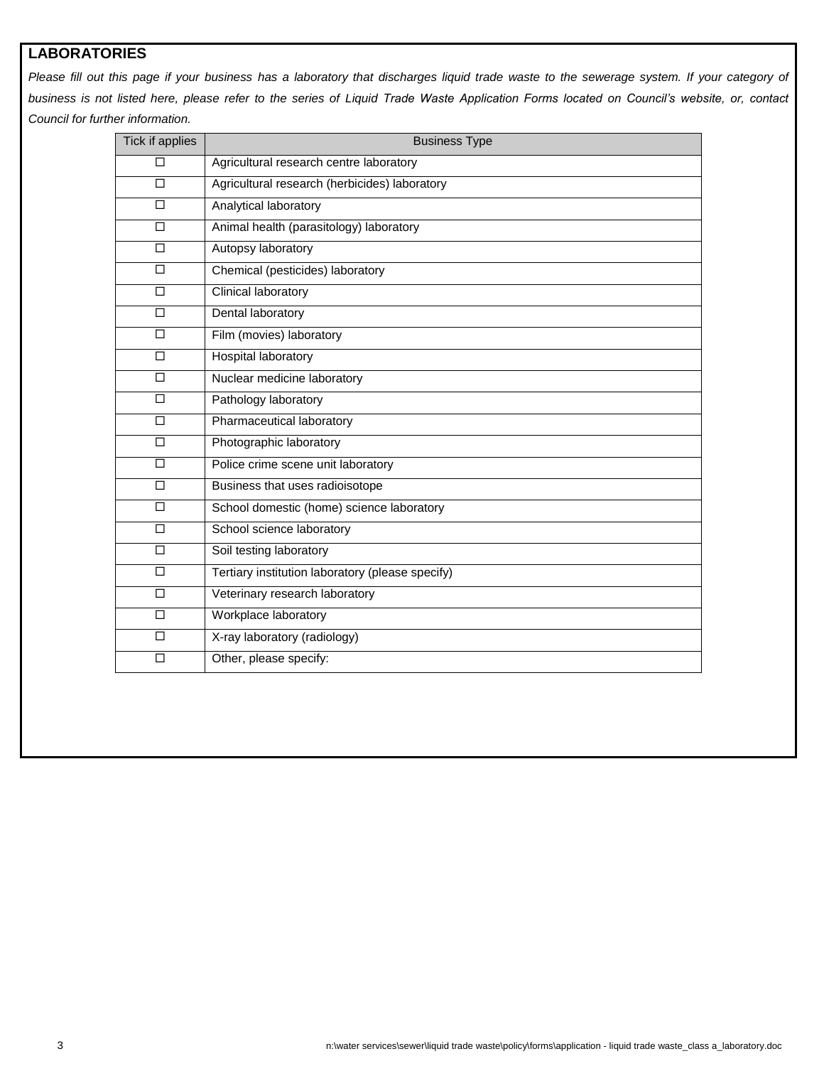## LABORATORIES

*Please fill out this page if your business has a laboratory that discharges liquid trade waste to the sewerage system. If your category of business is not listed here, please refer to the series of Liquid Trade Waste Application Forms located on Council's website, or, contact Council for further information.*

| Tick if applies | Business Type |
|---|---|
| ☐ | Agricultural research centre laboratory |
| ☐ | Agricultural research (herbicides) laboratory |
| ☐ | Analytical laboratory |
| ☐ | Animal health (parasitology) laboratory |
| ☐ | Autopsy laboratory |
| ☐ | Chemical (pesticides) laboratory |
| ☐ | Clinical laboratory |
| ☐ | Dental laboratory |
| ☐ | Film (movies) laboratory |
| ☐ | Hospital laboratory |
| ☐ | Nuclear medicine laboratory |
| ☐ | Pathology laboratory |
| ☐ | Pharmaceutical laboratory |
| ☐ | Photographic laboratory |
| ☐ | Police crime scene unit laboratory |
| ☐ | Business that uses radioisotope |
| ☐ | School domestic (home) science laboratory |
| ☐ | School science laboratory |
| ☐ | Soil testing laboratory |
| ☐ | Tertiary institution laboratory (please specify) |
| ☐ | Veterinary research laboratory |
| ☐ | Workplace laboratory |
| ☐ | X-ray laboratory (radiology) |
| ☐ | Other, please specify: |

n:\water services\sewer\liquid trade waste\policy\forms\application - liquid trade waste_class a_laboratory.doc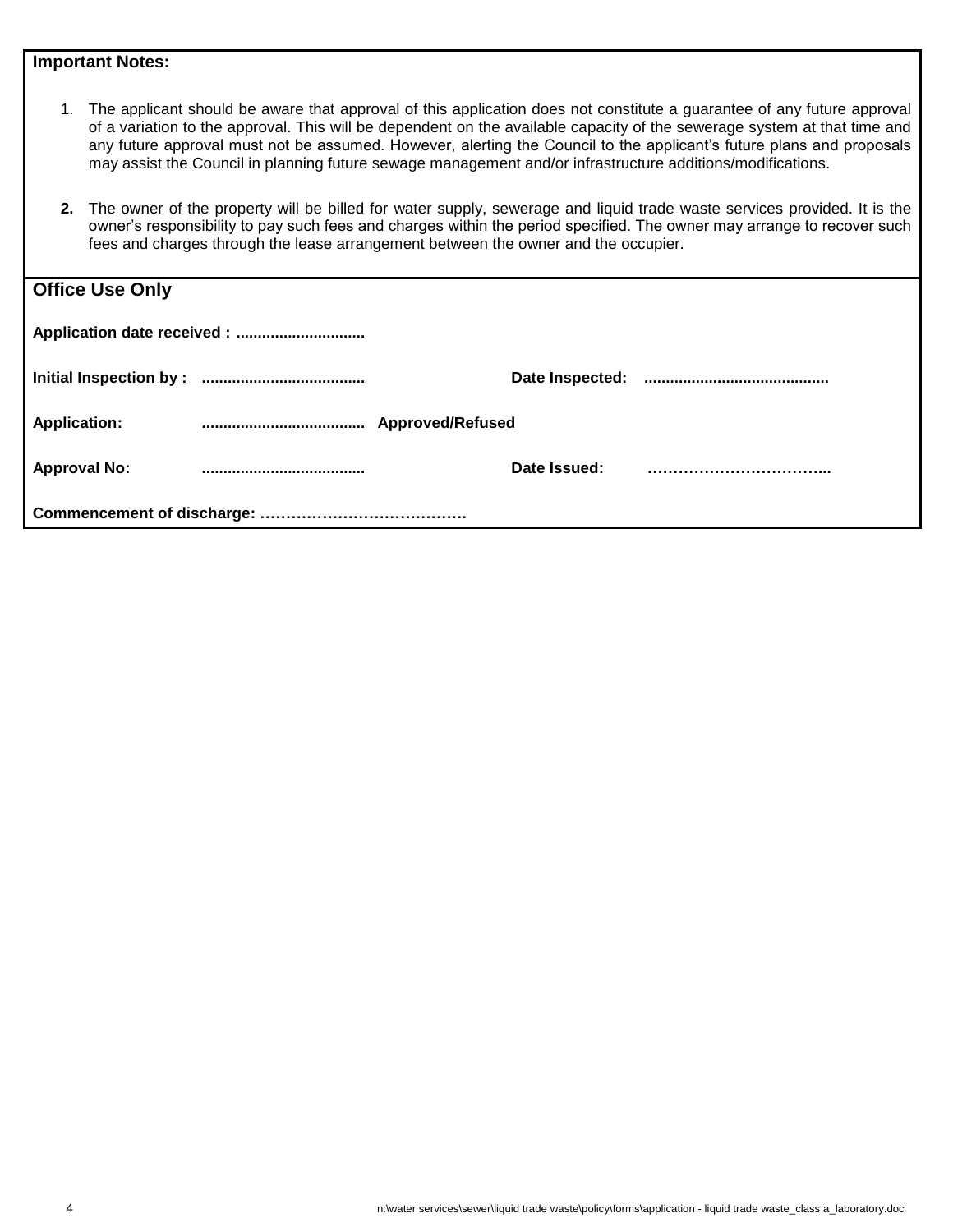**Important Notes:**

1. The applicant should be aware that approval of this application does not constitute a guarantee of any future approval of a variation to the approval. This will be dependent on the available capacity of the sewerage system at that time and any future approval must not be assumed. However, alerting the Council to the applicant's future plans and proposals may assist the Council in planning future sewage management and/or infrastructure additions/modifications.

2. The owner of the property will be billed for water supply, sewerage and liquid trade waste services provided. It is the owner's responsibility to pay such fees and charges within the period specified. The owner may arrange to recover such fees and charges through the lease arrangement between the owner and the occupier.

## Office Use Only

**Application date received :** .............................

**Initial Inspection by :** ..................................... **Date Inspected:** ..........................................

**Application:** ..................................... **Approved/Refused**

**Approval No:** ..................................... **Date Issued:** ……………………………...

**Commencement of discharge:** ………………………………….